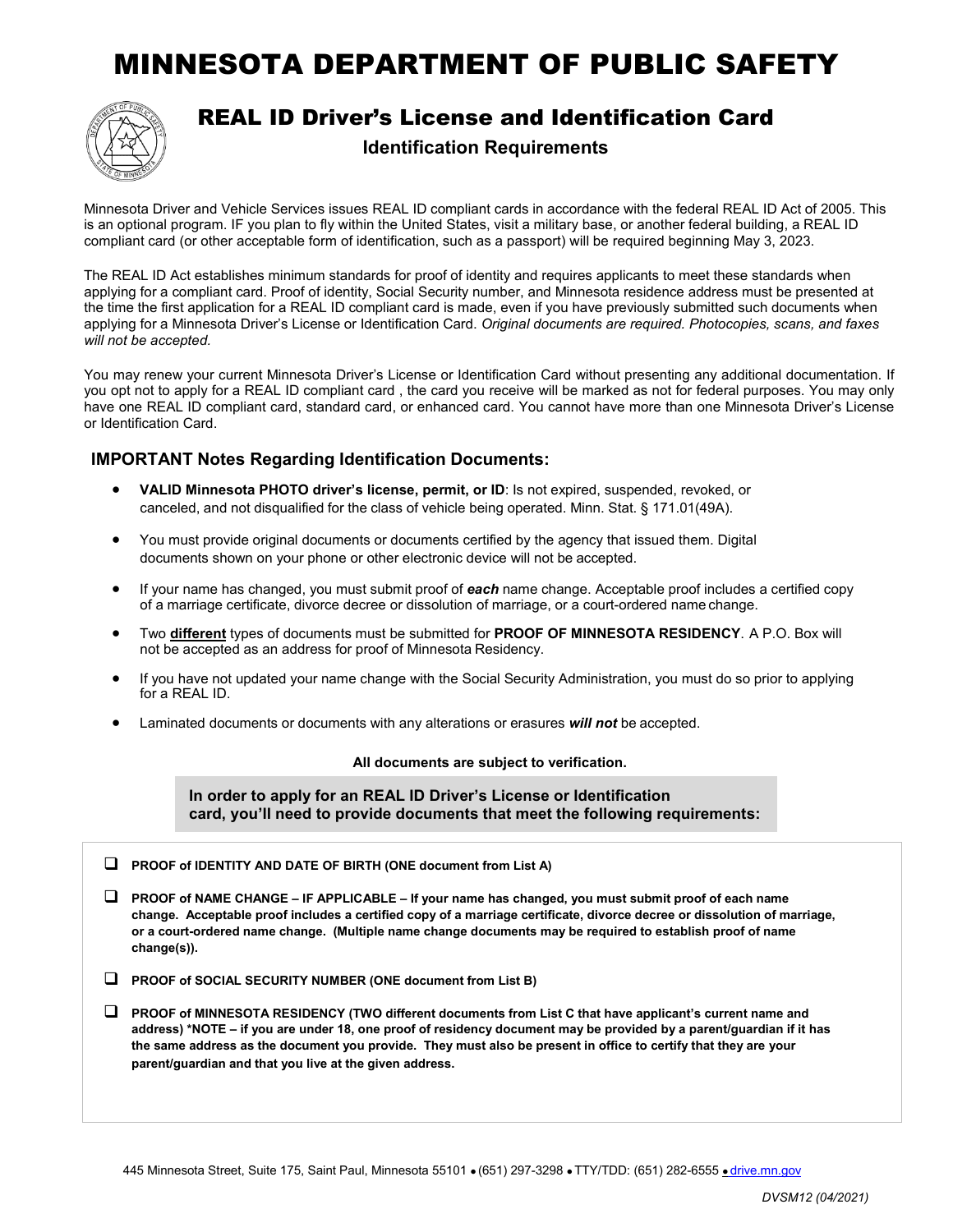# MINNESOTA DEPARTMENT OF PUBLIC SAFETY

## REAL ID Driver's License and Identification Card

### Identification Requirements

Minnesota Driver and Vehicle Services issues REAL ID compliant cards in accordance with the federal REAL ID Act of 2005. This is an optional program. IF you plan to fly within the United States, visit a military base, or another federal building, a REAL ID compliant card (or other acceptable form of identification, such as a passport) will be required beginning May 3, 2023.

The REAL ID Act establishes minimum standards for proof of identity and requires applicants to meet these standards when applying for a compliant card. Proof of identity, Social Security number, and Minnesota residence address must be presented at the time the first application for a REAL ID compliant card is made, even if you have previously submitted such documents when applying for a Minnesota Driver's License or Identification Card. *Original documents are required. Photocopies, scans, and faxes will not be accepted.*

You may renew your current Minnesota Driver's License or Identification Card without presenting any additional documentation. If you opt not to apply for a REAL ID compliant card , the card you receive will be marked as not for federal purposes. You may only have one REAL ID compliant card, standard card, or enhanced card. You cannot have more than one Minnesota Driver's License or Identification Card.

### IMPORTANT Notes Regarding Identification Documents:

- **VALID Minnesota PHOTO driver's license, permit, or ID**: Is not expired, suspended, revoked, or canceled, and not disqualified for the class of vehicle being operated. Minn. Stat. § 171.01(49A).
- You must provide original documents or documents certified by the agency that issued them. Digital documents shown on your phone or other electronic device will not be accepted.
- If your name has changed, you must submit proof of ***each*** name change. Acceptable proof includes a certified copy of a marriage certificate, divorce decree or dissolution of marriage, or a court-ordered name change.
- Two **different** types of documents must be submitted for **PROOF OF MINNESOTA RESIDENCY**. A P.O. Box will not be accepted as an address for proof of Minnesota Residency.
- If you have not updated your name change with the Social Security Administration, you must do so prior to applying for a REAL ID.
- Laminated documents or documents with any alterations or erasures ***will not*** be accepted.

**All documents are subject to verification.**

**In order to apply for an REAL ID Driver's License or Identification card, you'll need to provide documents that meet the following requirements:**

- ❑ **PROOF of IDENTITY AND DATE OF BIRTH (ONE document from List A)**
- ❑ **PROOF of NAME CHANGE – IF APPLICABLE – If your name has changed, you must submit proof of each name change. Acceptable proof includes a certified copy of a marriage certificate, divorce decree or dissolution of marriage, or a court-ordered name change. (Multiple name change documents may be required to establish proof of name change(s)).**
- ❑ **PROOF of SOCIAL SECURITY NUMBER (ONE document from List B)**
- ❑ **PROOF of MINNESOTA RESIDENCY (TWO different documents from List C that have applicant's current name and address) \*NOTE – if you are under 18, one proof of residency document may be provided by a parent/guardian if it has the same address as the document you provide. They must also be present in office to certify that they are your parent/guardian and that you live at the given address.**

445 Minnesota Street, Suite 175, Saint Paul, Minnesota 55101 • (651) 297-3298 • TTY/TDD: (651) 282-6555 • drive.mn.gov

DVSM12 (04/2021)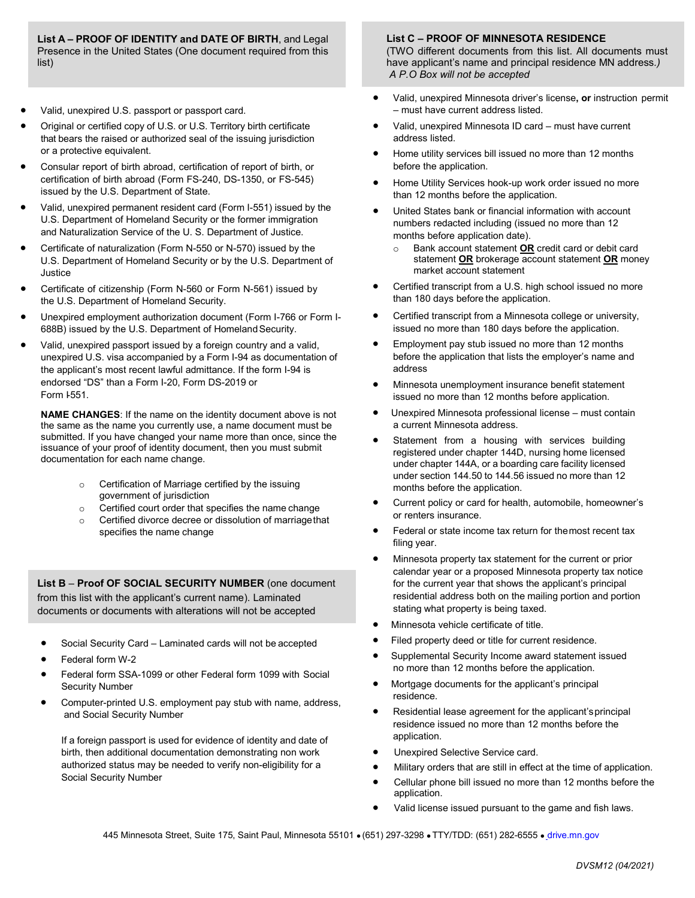**List A – PROOF OF IDENTITY and DATE OF BIRTH**, and Legal Presence in the United States (One document required from this list)

- Valid, unexpired U.S. passport or passport card.
- Original or certified copy of U.S. or U.S. Territory birth certificate that bears the raised or authorized seal of the issuing jurisdiction or a protective equivalent.
- Consular report of birth abroad, certification of report of birth, or certification of birth abroad (Form FS-240, DS-1350, or FS-545) issued by the U.S. Department of State.
- Valid, unexpired permanent resident card (Form I-551) issued by the U.S. Department of Homeland Security or the former immigration and Naturalization Service of the U. S. Department of Justice.
- Certificate of naturalization (Form N-550 or N-570) issued by the U.S. Department of Homeland Security or by the U.S. Department of Justice
- Certificate of citizenship (Form N-560 or Form N-561) issued by the U.S. Department of Homeland Security.
- Unexpired employment authorization document (Form I-766 or Form I-688B) issued by the U.S. Department of Homeland Security.
- Valid, unexpired passport issued by a foreign country and a valid, unexpired U.S. visa accompanied by a Form I-94 as documentation of the applicant's most recent lawful admittance. If the form I-94 is endorsed "DS" than a Form I-20, Form DS-2019 or Form I-551.

**NAME CHANGES**: If the name on the identity document above is not the same as the name you currently use, a name document must be submitted. If you have changed your name more than once, since the issuance of your proof of identity document, then you must submit documentation for each name change.

- Certification of Marriage certified by the issuing government of jurisdiction
- Certified court order that specifies the name change
- Certified divorce decree or dissolution of marriage that specifies the name change

**List B** – **Proof OF SOCIAL SECURITY NUMBER** (one document from this list with the applicant's current name). Laminated documents or documents with alterations will not be accepted

- Social Security Card – Laminated cards will not be accepted
- Federal form W-2
- Federal form SSA-1099 or other Federal form 1099 with Social Security Number
- Computer-printed U.S. employment pay stub with name, address, and Social Security Number

If a foreign passport is used for evidence of identity and date of birth, then additional documentation demonstrating non work authorized status may be needed to verify non-eligibility for a Social Security Number

**List C – PROOF OF MINNESOTA RESIDENCE**
(TWO different documents from this list. All documents must have applicant's name and principal residence MN address.)
*A P.O Box will not be accepted*

- Valid, unexpired Minnesota driver's license**, or** instruction permit – must have current address listed.
- Valid, unexpired Minnesota ID card – must have current address listed.
- Home utility services bill issued no more than 12 months before the application.
- Home Utility Services hook-up work order issued no more than 12 months before the application.
- United States bank or financial information with account numbers redacted including (issued no more than 12 months before application date).
  - Bank account statement **OR** credit card or debit card statement **OR** brokerage account statement **OR** money market account statement
- Certified transcript from a U.S. high school issued no more than 180 days before the application.
- Certified transcript from a Minnesota college or university, issued no more than 180 days before the application.
- Employment pay stub issued no more than 12 months before the application that lists the employer's name and address
- Minnesota unemployment insurance benefit statement issued no more than 12 months before application.
- Unexpired Minnesota professional license – must contain a current Minnesota address.
- Statement from a housing with services building registered under chapter 144D, nursing home licensed under chapter 144A, or a boarding care facility licensed under section 144.50 to 144.56 issued no more than 12 months before the application.
- Current policy or card for health, automobile, homeowner's or renters insurance.
- Federal or state income tax return for the most recent tax filing year.
- Minnesota property tax statement for the current or prior calendar year or a proposed Minnesota property tax notice for the current year that shows the applicant's principal residential address both on the mailing portion and portion stating what property is being taxed.
- Minnesota vehicle certificate of title.
- Filed property deed or title for current residence.
- Supplemental Security Income award statement issued no more than 12 months before the application.
- Mortgage documents for the applicant's principal residence.
- Residential lease agreement for the applicant's principal residence issued no more than 12 months before the application.
- Unexpired Selective Service card.
- Military orders that are still in effect at the time of application.
- Cellular phone bill issued no more than 12 months before the application.
- Valid license issued pursuant to the game and fish laws.

445 Minnesota Street, Suite 175, Saint Paul, Minnesota 55101 • (651) 297-3298 • TTY/TDD: (651) 282-6555 • drive.mn.gov

DVSM12 (04/2021)